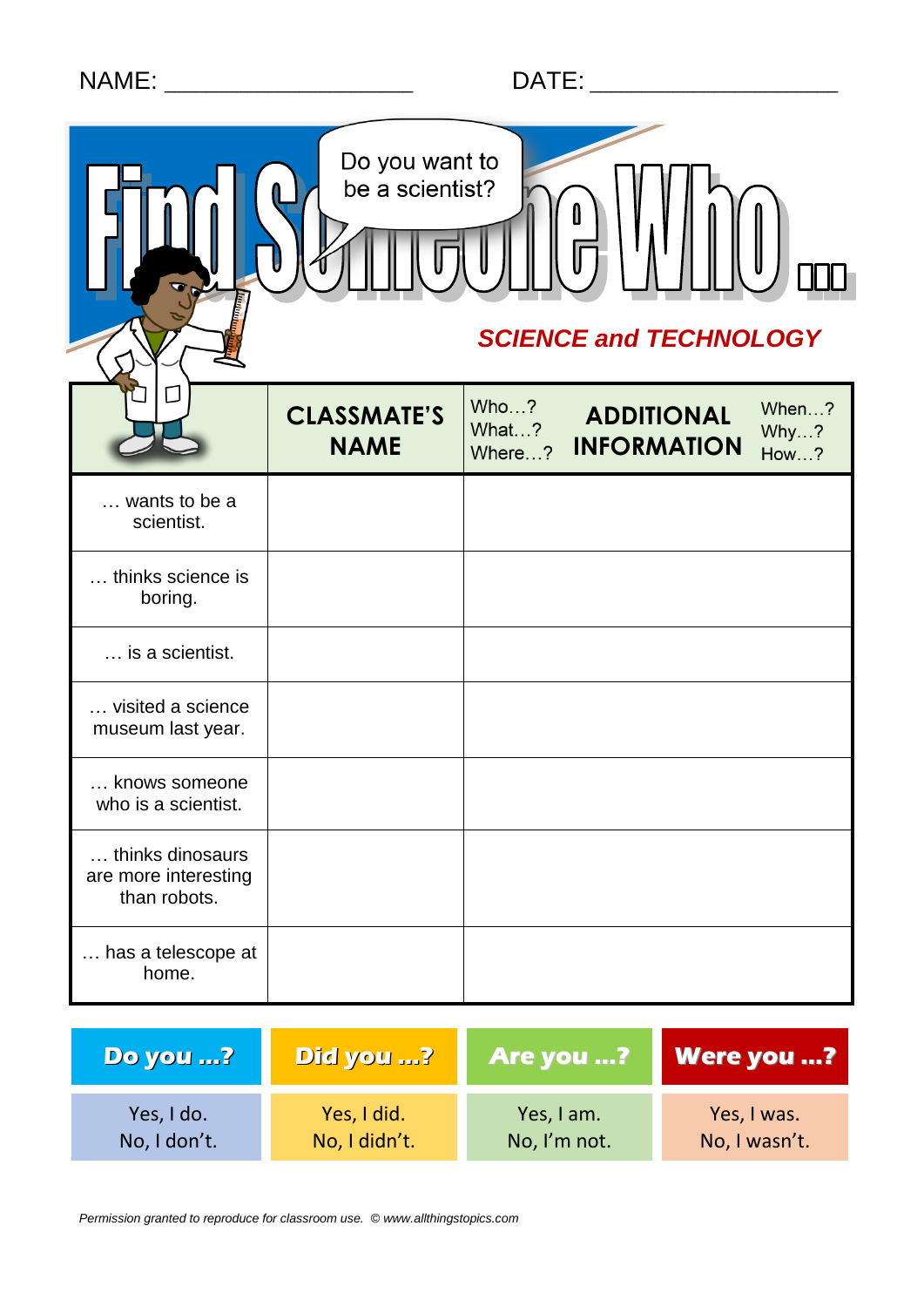NAME: ___________________ DATE: ___________________

# Find Someone Who …

Do you want to be a scientist?

## SCIENCE and TECHNOLOGY

| | CLASSMATE'S NAME | ADDITIONAL INFORMATION (Who…? What…? Where…? When…? Why…? How…?) |
|---|---|---|
| … wants to be a scientist. | | |
| … thinks science is boring. | | |
| … is a scientist. | | |
| … visited a science museum last year. | | |
| … knows someone who is a scientist. | | |
| … thinks dinosaurs are more interesting than robots. | | |
| … has a telescope at home. | | |

| Do you …? | Did you …? | Are you …? | Were you …? |
|---|---|---|---|
| Yes, I do. No, I don't. | Yes, I did. No, I didn't. | Yes, I am. No, I'm not. | Yes, I was. No, I wasn't. |

*Permission granted to reproduce for classroom use. © www.allthingstopics.com*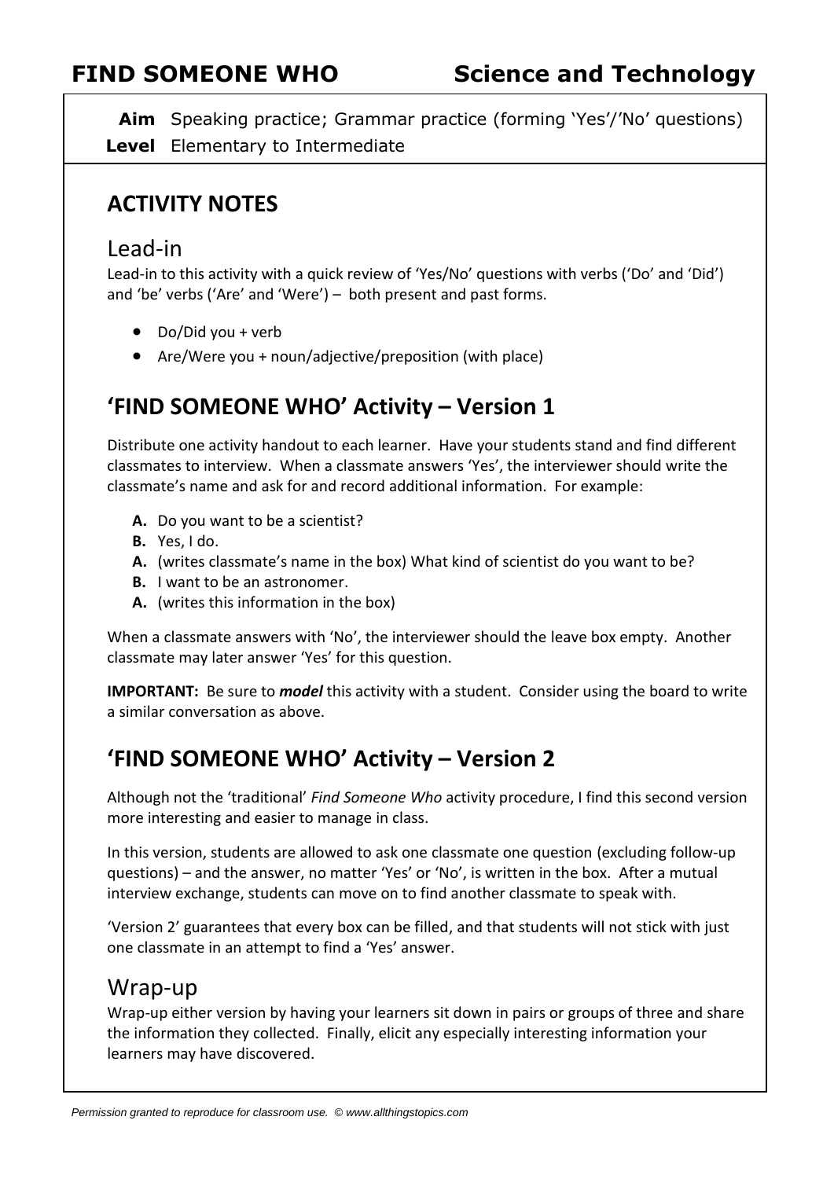# FIND SOMEONE WHO Science and Technology

**Aim** Speaking practice; Grammar practice (forming 'Yes'/'No' questions)
**Level** Elementary to Intermediate

## ACTIVITY NOTES

### Lead-in

Lead-in to this activity with a quick review of 'Yes/No' questions with verbs ('Do' and 'Did') and 'be' verbs ('Are' and 'Were') – both present and past forms.

- Do/Did you + verb
- Are/Were you + noun/adjective/preposition (with place)

## 'FIND SOMEONE WHO' Activity – Version 1

Distribute one activity handout to each learner. Have your students stand and find different classmates to interview. When a classmate answers 'Yes', the interviewer should write the classmate's name and ask for and record additional information. For example:

**A.** Do you want to be a scientist?
**B.** Yes, I do.
**A.** (writes classmate's name in the box) What kind of scientist do you want to be?
**B.** I want to be an astronomer.
**A.** (writes this information in the box)

When a classmate answers with 'No', the interviewer should the leave box empty. Another classmate may later answer 'Yes' for this question.

**IMPORTANT:** Be sure to ***model*** this activity with a student. Consider using the board to write a similar conversation as above.

## 'FIND SOMEONE WHO' Activity – Version 2

Although not the 'traditional' *Find Someone Who* activity procedure, I find this second version more interesting and easier to manage in class.

In this version, students are allowed to ask one classmate one question (excluding follow-up questions) – and the answer, no matter 'Yes' or 'No', is written in the box. After a mutual interview exchange, students can move on to find another classmate to speak with.

'Version 2' guarantees that every box can be filled, and that students will not stick with just one classmate in an attempt to find a 'Yes' answer.

### Wrap-up

Wrap-up either version by having your learners sit down in pairs or groups of three and share the information they collected. Finally, elicit any especially interesting information your learners may have discovered.

*Permission granted to reproduce for classroom use. © www.allthingstopics.com*